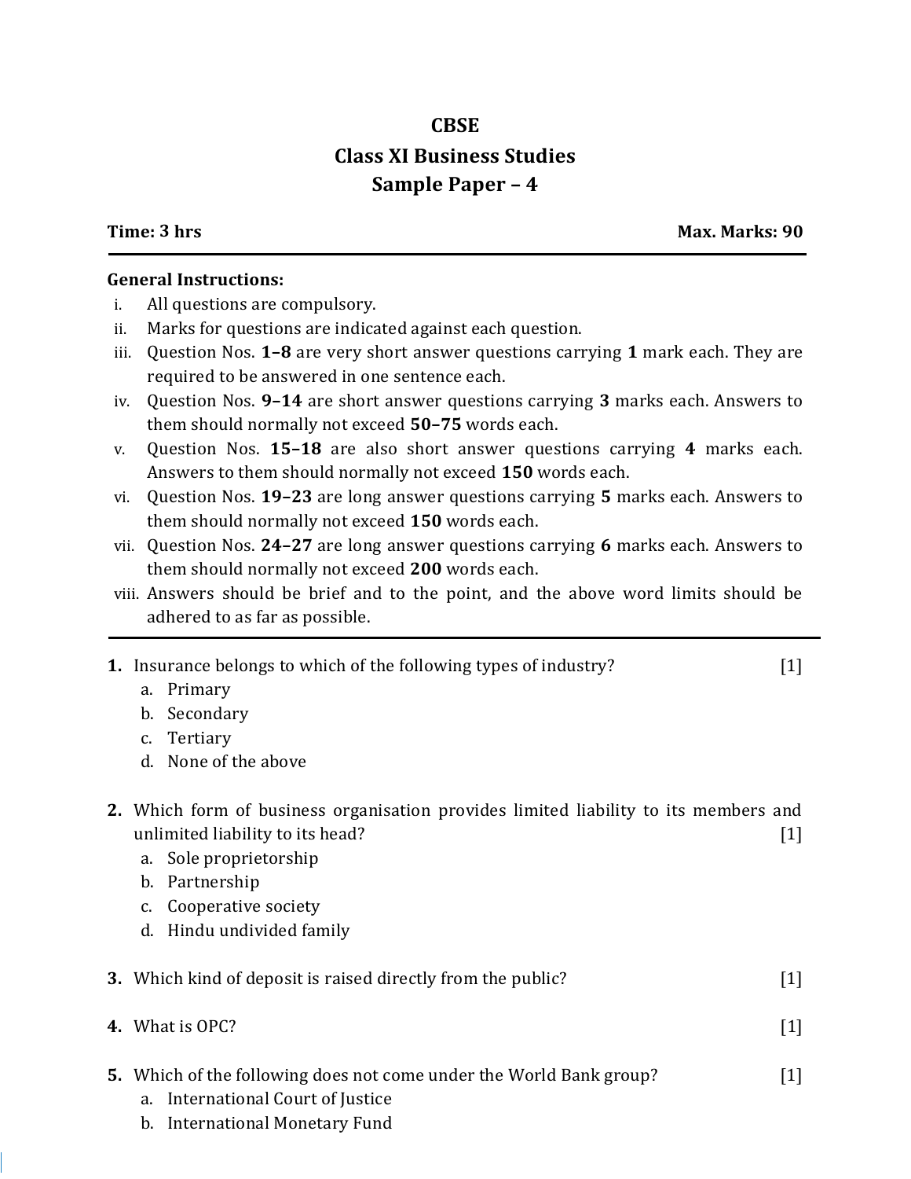# CBSE

## Class XI Business Studies

## Sample Paper – 4

**Time: 3 hrs** **Max. Marks: 90**

---

**General Instructions:**

i. All questions are compulsory.

ii. Marks for questions are indicated against each question.

iii. Question Nos. **1–8** are very short answer questions carrying **1** mark each. They are required to be answered in one sentence each.

iv. Question Nos. **9–14** are short answer questions carrying **3** marks each. Answers to them should normally not exceed **50–75** words each.

v. Question Nos. **15–18** are also short answer questions carrying **4** marks each. Answers to them should normally not exceed **150** words each.

vi. Question Nos. **19–23** are long answer questions carrying **5** marks each. Answers to them should normally not exceed **150** words each.

vii. Question Nos. **24–27** are long answer questions carrying **6** marks each. Answers to them should normally not exceed **200** words each.

viii. Answers should be brief and to the point, and the above word limits should be adhered to as far as possible.

---

**1.** Insurance belongs to which of the following types of industry? [1]

a. Primary
b. Secondary
c. Tertiary
d. None of the above

**2.** Which form of business organisation provides limited liability to its members and unlimited liability to its head? [1]

a. Sole proprietorship
b. Partnership
c. Cooperative society
d. Hindu undivided family

**3.** Which kind of deposit is raised directly from the public? [1]

**4.** What is OPC? [1]

**5.** Which of the following does not come under the World Bank group? [1]

a. International Court of Justice
b. International Monetary Fund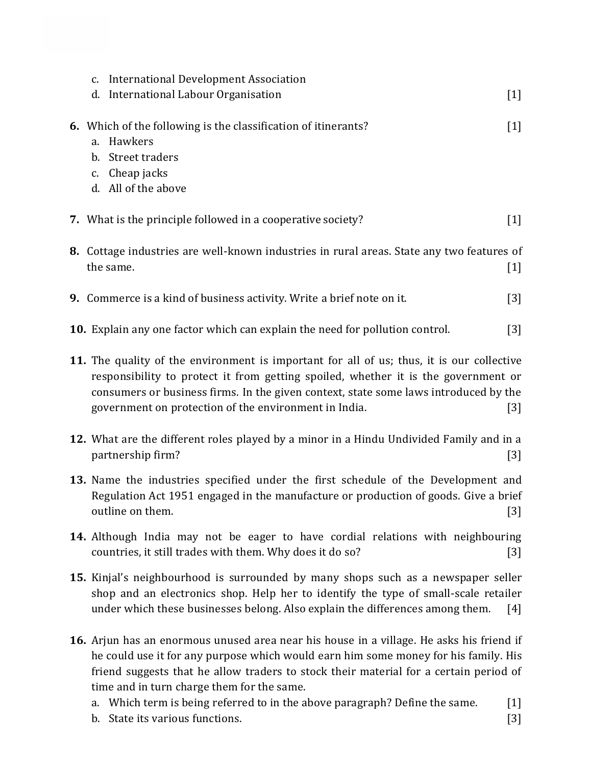c. International Development Association
d. International Labour Organisation [1]

**6.** Which of the following is the classification of itinerants? [1]
a. Hawkers
b. Street traders
c. Cheap jacks
d. All of the above

**7.** What is the principle followed in a cooperative society? [1]

**8.** Cottage industries are well-known industries in rural areas. State any two features of the same. [1]

**9.** Commerce is a kind of business activity. Write a brief note on it. [3]

**10.** Explain any one factor which can explain the need for pollution control. [3]

**11.** The quality of the environment is important for all of us; thus, it is our collective responsibility to protect it from getting spoiled, whether it is the government or consumers or business firms. In the given context, state some laws introduced by the government on protection of the environment in India. [3]

**12.** What are the different roles played by a minor in a Hindu Undivided Family and in a partnership firm? [3]

**13.** Name the industries specified under the first schedule of the Development and Regulation Act 1951 engaged in the manufacture or production of goods. Give a brief outline on them. [3]

**14.** Although India may not be eager to have cordial relations with neighbouring countries, it still trades with them. Why does it do so? [3]

**15.** Kinjal's neighbourhood is surrounded by many shops such as a newspaper seller shop and an electronics shop. Help her to identify the type of small-scale retailer under which these businesses belong. Also explain the differences among them. [4]

**16.** Arjun has an enormous unused area near his house in a village. He asks his friend if he could use it for any purpose which would earn him some money for his family. His friend suggests that he allow traders to stock their material for a certain period of time and in turn charge them for the same.
a. Which term is being referred to in the above paragraph? Define the same. [1]
b. State its various functions. [3]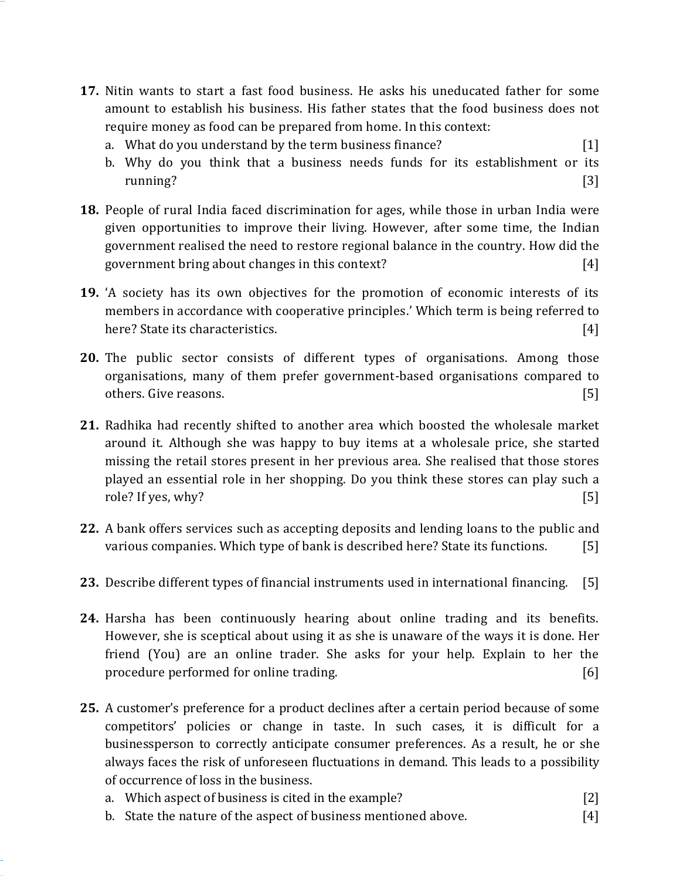**17.** Nitin wants to start a fast food business. He asks his uneducated father for some amount to establish his business. His father states that the food business does not require money as food can be prepared from home. In this context:

a. What do you understand by the term business finance? [1]

b. Why do you think that a business needs funds for its establishment or its running? [3]

**18.** People of rural India faced discrimination for ages, while those in urban India were given opportunities to improve their living. However, after some time, the Indian government realised the need to restore regional balance in the country. How did the government bring about changes in this context? [4]

**19.** 'A society has its own objectives for the promotion of economic interests of its members in accordance with cooperative principles.' Which term is being referred to here? State its characteristics. [4]

**20.** The public sector consists of different types of organisations. Among those organisations, many of them prefer government-based organisations compared to others. Give reasons. [5]

**21.** Radhika had recently shifted to another area which boosted the wholesale market around it. Although she was happy to buy items at a wholesale price, she started missing the retail stores present in her previous area. She realised that those stores played an essential role in her shopping. Do you think these stores can play such a role? If yes, why? [5]

**22.** A bank offers services such as accepting deposits and lending loans to the public and various companies. Which type of bank is described here? State its functions. [5]

**23.** Describe different types of financial instruments used in international financing. [5]

**24.** Harsha has been continuously hearing about online trading and its benefits. However, she is sceptical about using it as she is unaware of the ways it is done. Her friend (You) are an online trader. She asks for your help. Explain to her the procedure performed for online trading. [6]

**25.** A customer's preference for a product declines after a certain period because of some competitors' policies or change in taste. In such cases, it is difficult for a businessperson to correctly anticipate consumer preferences. As a result, he or she always faces the risk of unforeseen fluctuations in demand. This leads to a possibility of occurrence of loss in the business.

a. Which aspect of business is cited in the example? [2]

b. State the nature of the aspect of business mentioned above. [4]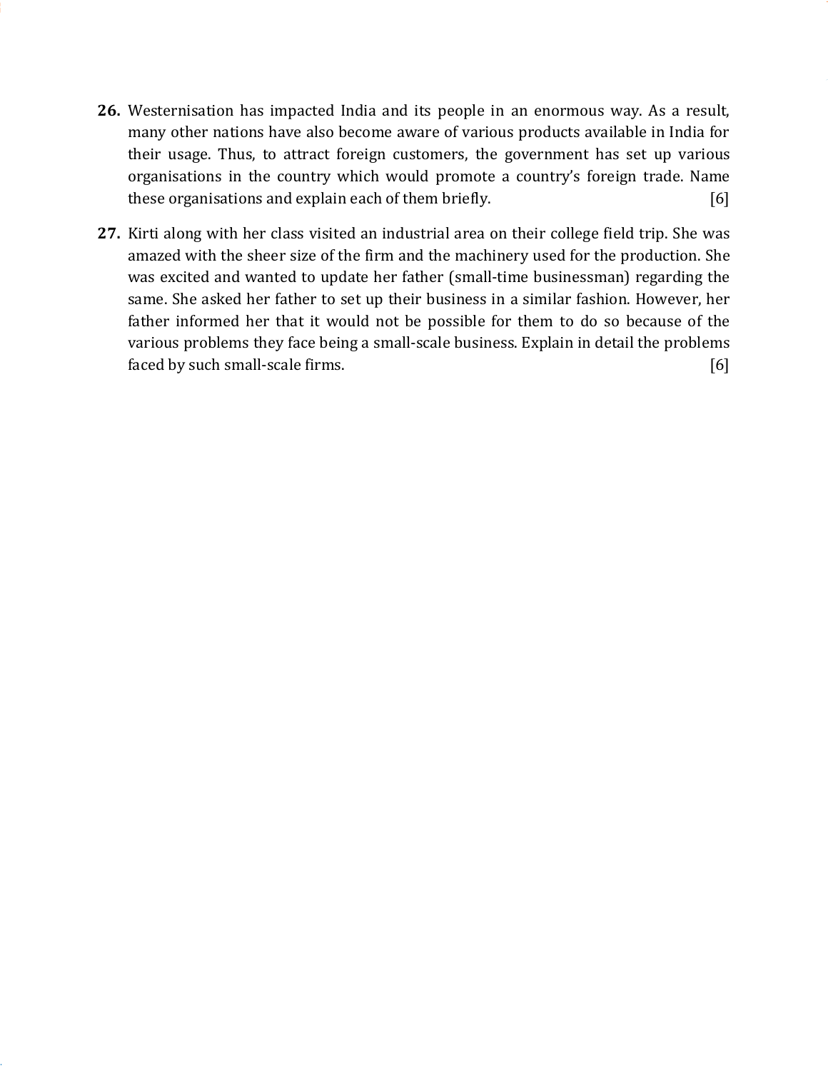**26.** Westernisation has impacted India and its people in an enormous way. As a result, many other nations have also become aware of various products available in India for their usage. Thus, to attract foreign customers, the government has set up various organisations in the country which would promote a country's foreign trade. Name these organisations and explain each of them briefly. [6]

**27.** Kirti along with her class visited an industrial area on their college field trip. She was amazed with the sheer size of the firm and the machinery used for the production. She was excited and wanted to update her father (small-time businessman) regarding the same. She asked her father to set up their business in a similar fashion. However, her father informed her that it would not be possible for them to do so because of the various problems they face being a small-scale business. Explain in detail the problems faced by such small-scale firms. [6]